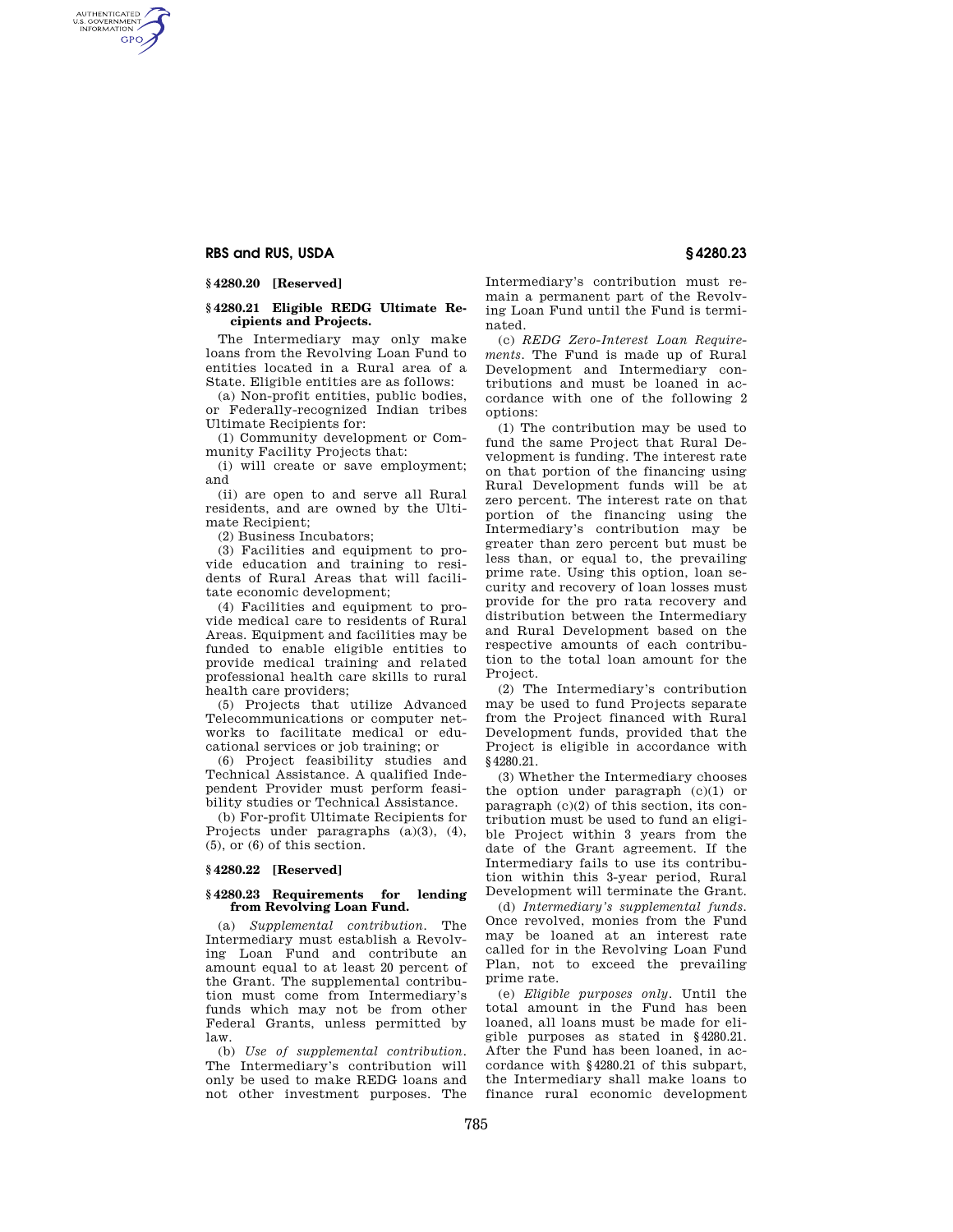### § 4280.20 [Reserved]

### § 4280.21 Eligible REDG Ultimate Recipients and Projects.

The Intermediary may only make loans from the Revolving Loan Fund to entities located in a Rural area of a State. Eligible entities are as follows:

(a) Non-profit entities, public bodies, or Federally-recognized Indian tribes Ultimate Recipients for:

(1) Community development or Community Facility Projects that:

(i) will create or save employment; and

(ii) are open to and serve all Rural residents, and are owned by the Ultimate Recipient;

(2) Business Incubators;

(3) Facilities and equipment to provide education and training to residents of Rural Areas that will facilitate economic development;

(4) Facilities and equipment to provide medical care to residents of Rural Areas. Equipment and facilities may be funded to enable eligible entities to provide medical training and related professional health care skills to rural health care providers;

(5) Projects that utilize Advanced Telecommunications or computer networks to facilitate medical or educational services or job training; or

(6) Project feasibility studies and Technical Assistance. A qualified Independent Provider must perform feasibility studies or Technical Assistance.

(b) For-profit Ultimate Recipients for Projects under paragraphs (a)(3), (4), (5), or (6) of this section.

### § 4280.22 [Reserved]

### § 4280.23 Requirements for lending from Revolving Loan Fund.

(a) *Supplemental contribution*. The Intermediary must establish a Revolving Loan Fund and contribute an amount equal to at least 20 percent of the Grant. The supplemental contribution must come from Intermediary's funds which may not be from other Federal Grants, unless permitted by law.

(b) *Use of supplemental contribution*. The Intermediary's contribution will only be used to make REDG loans and not other investment purposes. The Intermediary's contribution must remain a permanent part of the Revolving Loan Fund until the Fund is terminated.

(c) *REDG Zero-Interest Loan Requirements*. The Fund is made up of Rural Development and Intermediary contributions and must be loaned in accordance with one of the following 2 options:

(1) The contribution may be used to fund the same Project that Rural Development is funding. The interest rate on that portion of the financing using Rural Development funds will be at zero percent. The interest rate on that portion of the financing using the Intermediary's contribution may be greater than zero percent but must be less than, or equal to, the prevailing prime rate. Using this option, loan security and recovery of loan losses must provide for the pro rata recovery and distribution between the Intermediary and Rural Development based on the respective amounts of each contribution to the total loan amount for the Project.

(2) The Intermediary's contribution may be used to fund Projects separate from the Project financed with Rural Development funds, provided that the Project is eligible in accordance with § 4280.21.

(3) Whether the Intermediary chooses the option under paragraph (c)(1) or paragraph (c)(2) of this section, its contribution must be used to fund an eligible Project within 3 years from the date of the Grant agreement. If the Intermediary fails to use its contribution within this 3-year period, Rural Development will terminate the Grant.

(d) *Intermediary's supplemental funds*. Once revolved, monies from the Fund may be loaned at an interest rate called for in the Revolving Loan Fund Plan, not to exceed the prevailing prime rate.

(e) *Eligible purposes only*. Until the total amount in the Fund has been loaned, all loans must be made for eligible purposes as stated in § 4280.21. After the Fund has been loaned, in accordance with § 4280.21 of this subpart, the Intermediary shall make loans to finance rural economic development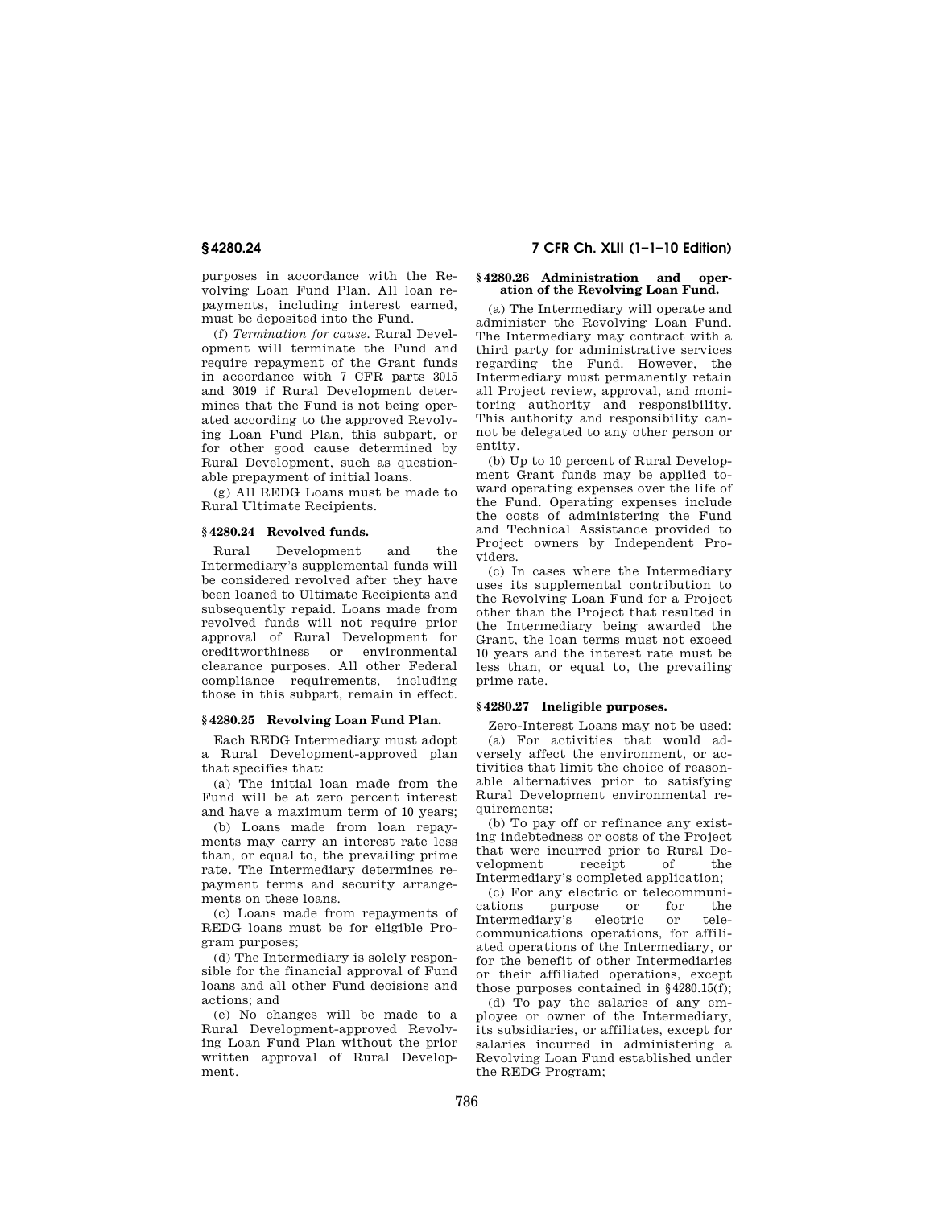purposes in accordance with the Revolving Loan Fund Plan. All loan repayments, including interest earned, must be deposited into the Fund.

(f) *Termination for cause.* Rural Development will terminate the Fund and require repayment of the Grant funds in accordance with 7 CFR parts 3015 and 3019 if Rural Development determines that the Fund is not being operated according to the approved Revolving Loan Fund Plan, this subpart, or for other good cause determined by Rural Development, such as questionable prepayment of initial loans.

(g) All REDG Loans must be made to Rural Ultimate Recipients.

### § 4280.24 Revolved funds.

Rural Development and the Intermediary's supplemental funds will be considered revolved after they have been loaned to Ultimate Recipients and subsequently repaid. Loans made from revolved funds will not require prior approval of Rural Development for creditworthiness or environmental clearance purposes. All other Federal compliance requirements, including those in this subpart, remain in effect.

### § 4280.25 Revolving Loan Fund Plan.

Each REDG Intermediary must adopt a Rural Development-approved plan that specifies that:

(a) The initial loan made from the Fund will be at zero percent interest and have a maximum term of 10 years;

(b) Loans made from loan repayments may carry an interest rate less than, or equal to, the prevailing prime rate. The Intermediary determines repayment terms and security arrangements on these loans.

(c) Loans made from repayments of REDG loans must be for eligible Program purposes;

(d) The Intermediary is solely responsible for the financial approval of Fund loans and all other Fund decisions and actions; and

(e) No changes will be made to a Rural Development-approved Revolving Loan Fund Plan without the prior written approval of Rural Development.

### § 4280.26 Administration and operation of the Revolving Loan Fund.

(a) The Intermediary will operate and administer the Revolving Loan Fund. The Intermediary may contract with a third party for administrative services regarding the Fund. However, the Intermediary must permanently retain all Project review, approval, and monitoring authority and responsibility. This authority and responsibility cannot be delegated to any other person or entity.

(b) Up to 10 percent of Rural Development Grant funds may be applied toward operating expenses over the life of the Fund. Operating expenses include the costs of administering the Fund and Technical Assistance provided to Project owners by Independent Providers.

(c) In cases where the Intermediary uses its supplemental contribution to the Revolving Loan Fund for a Project other than the Project that resulted in the Intermediary being awarded the Grant, the loan terms must not exceed 10 years and the interest rate must be less than, or equal to, the prevailing prime rate.

### § 4280.27 Ineligible purposes.

Zero-Interest Loans may not be used:

(a) For activities that would adversely affect the environment, or activities that limit the choice of reasonable alternatives prior to satisfying Rural Development environmental requirements;

(b) To pay off or refinance any existing indebtedness or costs of the Project that were incurred prior to Rural Development receipt of the Intermediary's completed application;

(c) For any electric or telecommunications purpose or for the Intermediary's electric or telecommunications operations, for affiliated operations of the Intermediary, or for the benefit of other Intermediaries or their affiliated operations, except those purposes contained in §4280.15(f);

(d) To pay the salaries of any employee or owner of the Intermediary, its subsidiaries, or affiliates, except for salaries incurred in administering a Revolving Loan Fund established under the REDG Program;